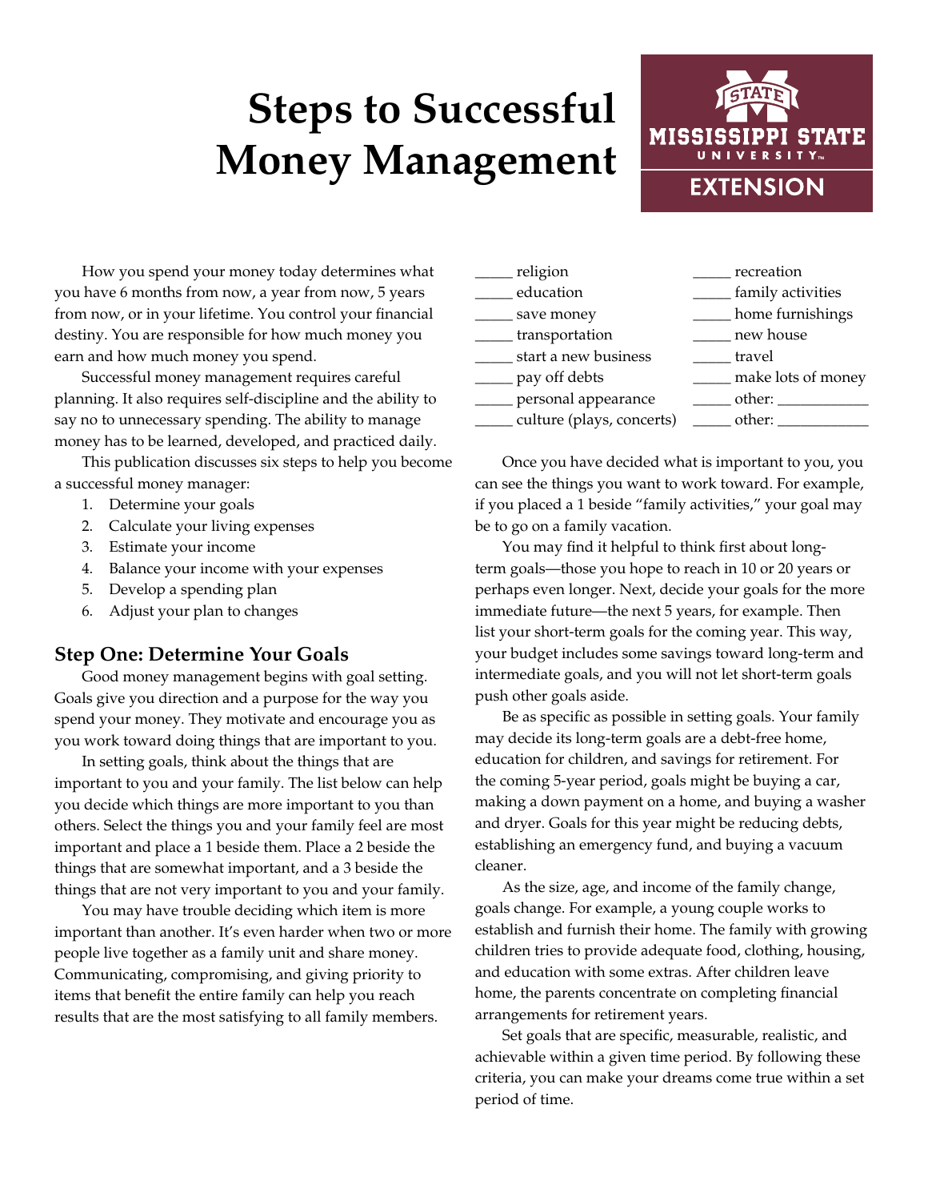# Steps to Successful Money Management

MISSISSIPPI STATE UNIVERSITY EXTENSION

How you spend your money today determines what you have 6 months from now, a year from now, 5 years from now, or in your lifetime. You control your financial destiny. You are responsible for how much money you earn and how much money you spend.

Successful money management requires careful planning. It also requires self-discipline and the ability to say no to unnecessary spending. The ability to manage money has to be learned, developed, and practiced daily.

This publication discusses six steps to help you become a successful money manager:

1. Determine your goals
2. Calculate your living expenses
3. Estimate your income
4. Balance your income with your expenses
5. Develop a spending plan
6. Adjust your plan to changes

## Step One: Determine Your Goals

Good money management begins with goal setting. Goals give you direction and a purpose for the way you spend your money. They motivate and encourage you as you work toward doing things that are important to you.

In setting goals, think about the things that are important to you and your family. The list below can help you decide which things are more important to you than others. Select the things you and your family feel are most important and place a 1 beside them. Place a 2 beside the things that are somewhat important, and a 3 beside the things that are not very important to you and your family.

You may have trouble deciding which item is more important than another. It's even harder when two or more people live together as a family unit and share money. Communicating, compromising, and giving priority to items that benefit the entire family can help you reach results that are the most satisfying to all family members.

_____ religion
_____ education
_____ save money
_____ transportation
_____ start a new business
_____ pay off debts
_____ personal appearance
_____ culture (plays, concerts)
_____ recreation
_____ family activities
_____ home furnishings
_____ new house
_____ travel
_____ make lots of money
_____ other: ____________
_____ other: ____________

Once you have decided what is important to you, you can see the things you want to work toward. For example, if you placed a 1 beside "family activities," your goal may be to go on a family vacation.

You may find it helpful to think first about long-term goals—those you hope to reach in 10 or 20 years or perhaps even longer. Next, decide your goals for the more immediate future—the next 5 years, for example. Then list your short-term goals for the coming year. This way, your budget includes some savings toward long-term and intermediate goals, and you will not let short-term goals push other goals aside.

Be as specific as possible in setting goals. Your family may decide its long-term goals are a debt-free home, education for children, and savings for retirement. For the coming 5-year period, goals might be buying a car, making a down payment on a home, and buying a washer and dryer. Goals for this year might be reducing debts, establishing an emergency fund, and buying a vacuum cleaner.

As the size, age, and income of the family change, goals change. For example, a young couple works to establish and furnish their home. The family with growing children tries to provide adequate food, clothing, housing, and education with some extras. After children leave home, the parents concentrate on completing financial arrangements for retirement years.

Set goals that are specific, measurable, realistic, and achievable within a given time period. By following these criteria, you can make your dreams come true within a set period of time.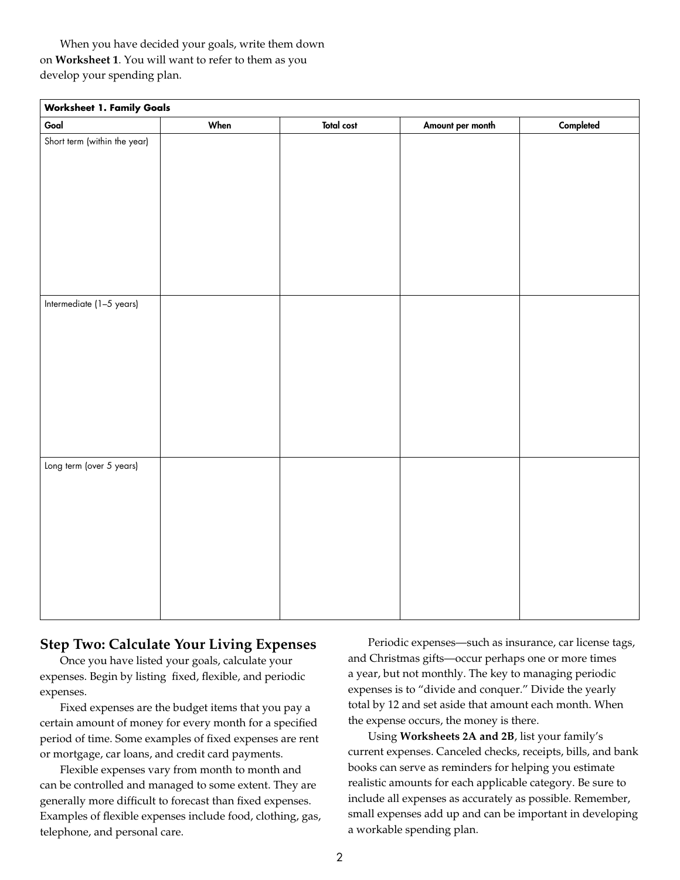When you have decided your goals, write them down on **Worksheet 1**. You will want to refer to them as you develop your spending plan.

| **Worksheet 1. Family Goals** | | | | |
|---|---|---|---|---|
| **Goal** | **When** | **Total cost** | **Amount per month** | **Completed** |
| Short term (within the year) | | | | |
| Intermediate (1–5 years) | | | | |
| Long term (over 5 years) | | | | |

## Step Two: Calculate Your Living Expenses

Once you have listed your goals, calculate your expenses. Begin by listing fixed, flexible, and periodic expenses.

Fixed expenses are the budget items that you pay a certain amount of money for every month for a specified period of time. Some examples of fixed expenses are rent or mortgage, car loans, and credit card payments.

Flexible expenses vary from month to month and can be controlled and managed to some extent. They are generally more difficult to forecast than fixed expenses. Examples of flexible expenses include food, clothing, gas, telephone, and personal care.

Periodic expenses—such as insurance, car license tags, and Christmas gifts—occur perhaps one or more times a year, but not monthly. The key to managing periodic expenses is to "divide and conquer." Divide the yearly total by 12 and set aside that amount each month. When the expense occurs, the money is there.

Using **Worksheets 2A and 2B**, list your family's current expenses. Canceled checks, receipts, bills, and bank books can serve as reminders for helping you estimate realistic amounts for each applicable category. Be sure to include all expenses as accurately as possible. Remember, small expenses add up and can be important in developing a workable spending plan.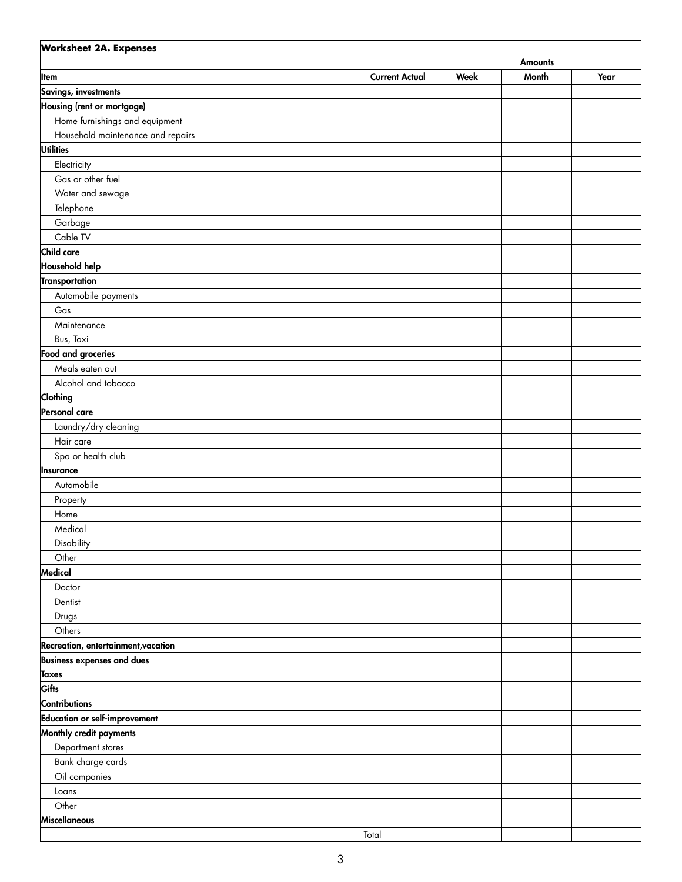| Worksheet 2A. Expenses | | | | |
|---|---|---|---|---|
| | | Amounts | | |
| **Item** | **Current Actual** | **Week** | **Month** | **Year** |
| **Savings, investments** | | | | |
| **Housing (rent or mortgage)** | | | | |
| Home furnishings and equipment | | | | |
| Household maintenance and repairs | | | | |
| **Utilities** | | | | |
| Electricity | | | | |
| Gas or other fuel | | | | |
| Water and sewage | | | | |
| Telephone | | | | |
| Garbage | | | | |
| Cable TV | | | | |
| **Child care** | | | | |
| **Household help** | | | | |
| **Transportation** | | | | |
| Automobile payments | | | | |
| Gas | | | | |
| Maintenance | | | | |
| Bus, Taxi | | | | |
| **Food and groceries** | | | | |
| Meals eaten out | | | | |
| Alcohol and tobacco | | | | |
| **Clothing** | | | | |
| **Personal care** | | | | |
| Laundry/dry cleaning | | | | |
| Hair care | | | | |
| Spa or health club | | | | |
| **Insurance** | | | | |
| Automobile | | | | |
| Property | | | | |
| Home | | | | |
| Medical | | | | |
| Disability | | | | |
| Other | | | | |
| **Medical** | | | | |
| Doctor | | | | |
| Dentist | | | | |
| Drugs | | | | |
| Others | | | | |
| **Recreation, entertainment,vacation** | | | | |
| **Business expenses and dues** | | | | |
| **Taxes** | | | | |
| **Gifts** | | | | |
| **Contributions** | | | | |
| **Education or self-improvement** | | | | |
| **Monthly credit payments** | | | | |
| Department stores | | | | |
| Bank charge cards | | | | |
| Oil companies | | | | |
| Loans | | | | |
| Other | | | | |
| **Miscellaneous** | | | | |
| | Total | | | |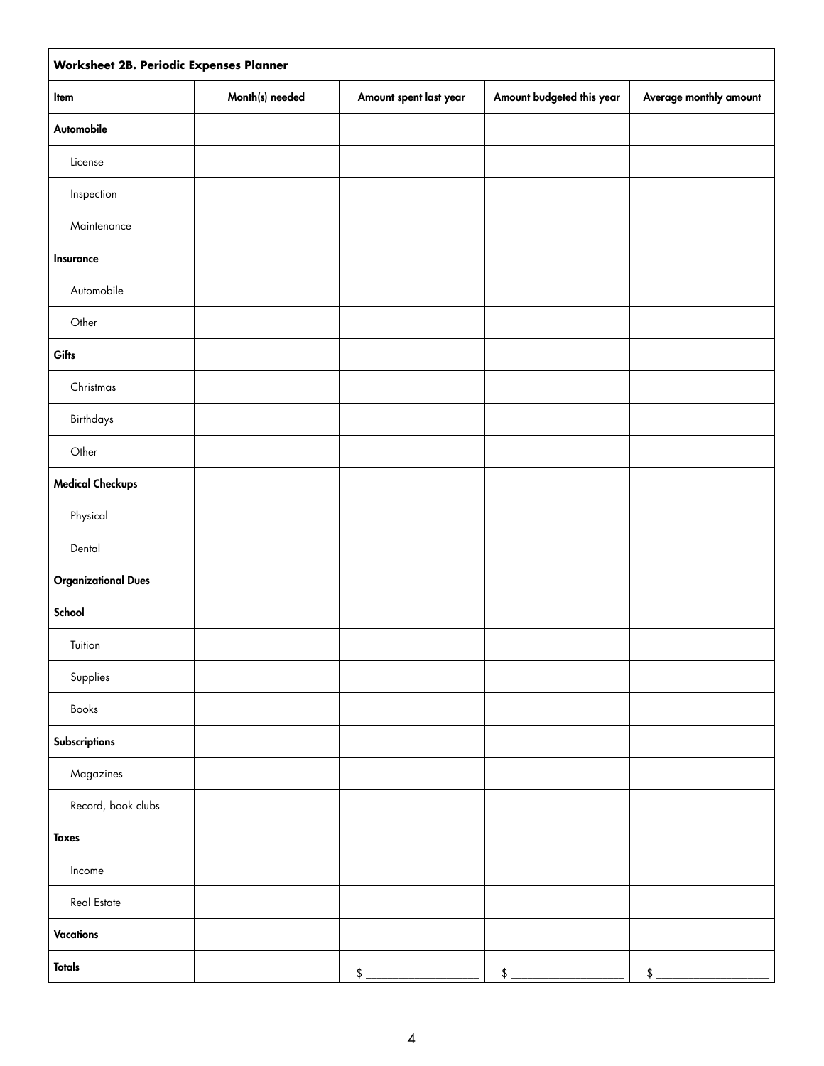| Worksheet 2B. Periodic Expenses Planner | | | | |
|---|---|---|---|---|
| Item | Month(s) needed | Amount spent last year | Amount budgeted this year | Average monthly amount |
| **Automobile** | | | | |
| License | | | | |
| Inspection | | | | |
| Maintenance | | | | |
| **Insurance** | | | | |
| Automobile | | | | |
| Other | | | | |
| **Gifts** | | | | |
| Christmas | | | | |
| Birthdays | | | | |
| Other | | | | |
| **Medical Checkups** | | | | |
| Physical | | | | |
| Dental | | | | |
| **Organizational Dues** | | | | |
| **School** | | | | |
| Tuition | | | | |
| Supplies | | | | |
| Books | | | | |
| **Subscriptions** | | | | |
| Magazines | | | | |
| Record, book clubs | | | | |
| **Taxes** | | | | |
| Income | | | | |
| Real Estate | | | | |
| **Vacations** | | | | |
| **Totals** | | $ ____________ | $ ____________ | $ ____________ |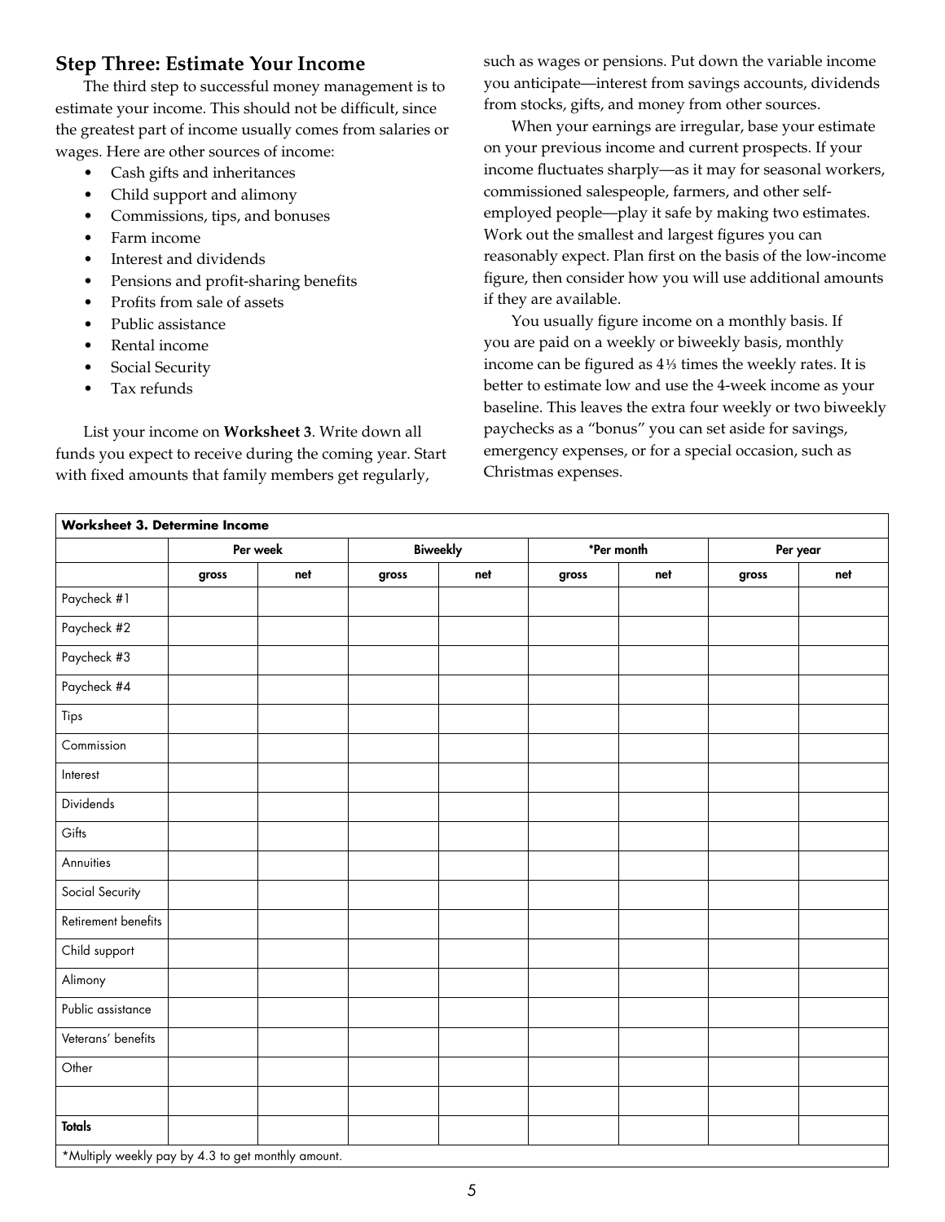## Step Three: Estimate Your Income

The third step to successful money management is to estimate your income. This should not be difficult, since the greatest part of income usually comes from salaries or wages. Here are other sources of income:

- Cash gifts and inheritances
- Child support and alimony
- Commissions, tips, and bonuses
- Farm income
- Interest and dividends
- Pensions and profit-sharing benefits
- Profits from sale of assets
- Public assistance
- Rental income
- Social Security
- Tax refunds

List your income on **Worksheet 3**. Write down all funds you expect to receive during the coming year. Start with fixed amounts that family members get regularly, such as wages or pensions. Put down the variable income you anticipate—interest from savings accounts, dividends from stocks, gifts, and money from other sources.

When your earnings are irregular, base your estimate on your previous income and current prospects. If your income fluctuates sharply—as it may for seasonal workers, commissioned salespeople, farmers, and other self-employed people—play it safe by making two estimates. Work out the smallest and largest figures you can reasonably expect. Plan first on the basis of the low-income figure, then consider how you will use additional amounts if they are available.

You usually figure income on a monthly basis. If you are paid on a weekly or biweekly basis, monthly income can be figured as 4⅓ times the weekly rates. It is better to estimate low and use the 4-week income as your baseline. This leaves the extra four weekly or two biweekly paychecks as a "bonus" you can set aside for savings, emergency expenses, or for a special occasion, such as Christmas expenses.

**Worksheet 3. Determine Income**

| | Per week | | Biweekly | | *Per month | | Per year | |
|---|---|---|---|---|---|---|---|---|
| | gross | net | gross | net | gross | net | gross | net |
| Paycheck #1 | | | | | | | | |
| Paycheck #2 | | | | | | | | |
| Paycheck #3 | | | | | | | | |
| Paycheck #4 | | | | | | | | |
| Tips | | | | | | | | |
| Commission | | | | | | | | |
| Interest | | | | | | | | |
| Dividends | | | | | | | | |
| Gifts | | | | | | | | |
| Annuities | | | | | | | | |
| Social Security | | | | | | | | |
| Retirement benefits | | | | | | | | |
| Child support | | | | | | | | |
| Alimony | | | | | | | | |
| Public assistance | | | | | | | | |
| Veterans' benefits | | | | | | | | |
| Other | | | | | | | | |
| | | | | | | | | |
| **Totals** | | | | | | | | |

*Multiply weekly pay by 4.3 to get monthly amount.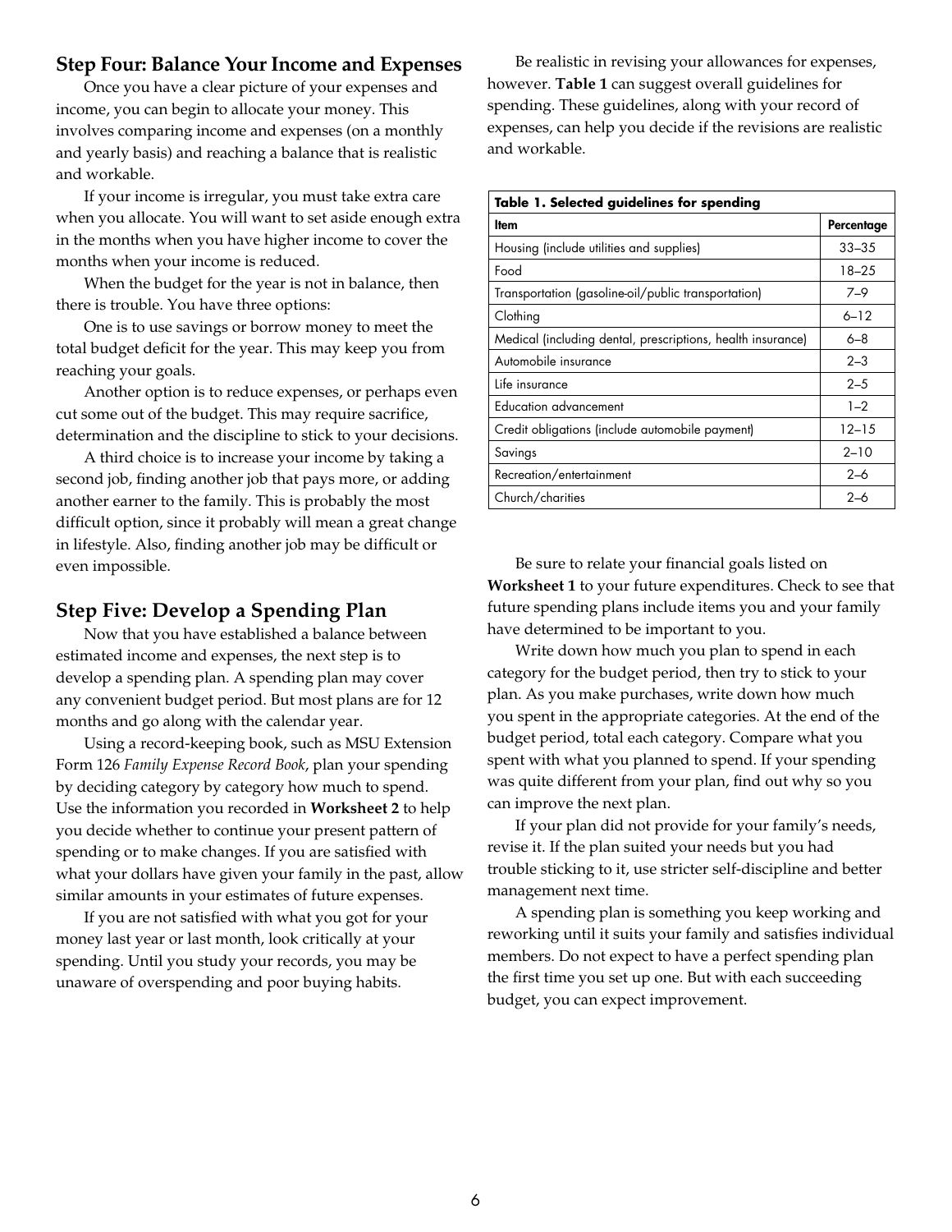## Step Four: Balance Your Income and Expenses

Once you have a clear picture of your expenses and income, you can begin to allocate your money. This involves comparing income and expenses (on a monthly and yearly basis) and reaching a balance that is realistic and workable.

If your income is irregular, you must take extra care when you allocate. You will want to set aside enough extra in the months when you have higher income to cover the months when your income is reduced.

When the budget for the year is not in balance, then there is trouble. You have three options:

One is to use savings or borrow money to meet the total budget deficit for the year. This may keep you from reaching your goals.

Another option is to reduce expenses, or perhaps even cut some out of the budget. This may require sacrifice, determination and the discipline to stick to your decisions.

A third choice is to increase your income by taking a second job, finding another job that pays more, or adding another earner to the family. This is probably the most difficult option, since it probably will mean a great change in lifestyle. Also, finding another job may be difficult or even impossible.

## Step Five: Develop a Spending Plan

Now that you have established a balance between estimated income and expenses, the next step is to develop a spending plan. A spending plan may cover any convenient budget period. But most plans are for 12 months and go along with the calendar year.

Using a record-keeping book, such as MSU Extension Form 126 *Family Expense Record Book*, plan your spending by deciding category by category how much to spend. Use the information you recorded in **Worksheet 2** to help you decide whether to continue your present pattern of spending or to make changes. If you are satisfied with what your dollars have given your family in the past, allow similar amounts in your estimates of future expenses.

If you are not satisfied with what you got for your money last year or last month, look critically at your spending. Until you study your records, you may be unaware of overspending and poor buying habits.

Be realistic in revising your allowances for expenses, however. **Table 1** can suggest overall guidelines for spending. These guidelines, along with your record of expenses, can help you decide if the revisions are realistic and workable.

**Table 1. Selected guidelines for spending**

| Item | Percentage |
|---|---|
| Housing (include utilities and supplies) | 33–35 |
| Food | 18–25 |
| Transportation (gasoline-oil/public transportation) | 7–9 |
| Clothing | 6–12 |
| Medical (including dental, prescriptions, health insurance) | 6–8 |
| Automobile insurance | 2–3 |
| Life insurance | 2–5 |
| Education advancement | 1–2 |
| Credit obligations (include automobile payment) | 12–15 |
| Savings | 2–10 |
| Recreation/entertainment | 2–6 |
| Church/charities | 2–6 |

Be sure to relate your financial goals listed on **Worksheet 1** to your future expenditures. Check to see that future spending plans include items you and your family have determined to be important to you.

Write down how much you plan to spend in each category for the budget period, then try to stick to your plan. As you make purchases, write down how much you spent in the appropriate categories. At the end of the budget period, total each category. Compare what you spent with what you planned to spend. If your spending was quite different from your plan, find out why so you can improve the next plan.

If your plan did not provide for your family's needs, revise it. If the plan suited your needs but you had trouble sticking to it, use stricter self-discipline and better management next time.

A spending plan is something you keep working and reworking until it suits your family and satisfies individual members. Do not expect to have a perfect spending plan the first time you set up one. But with each succeeding budget, you can expect improvement.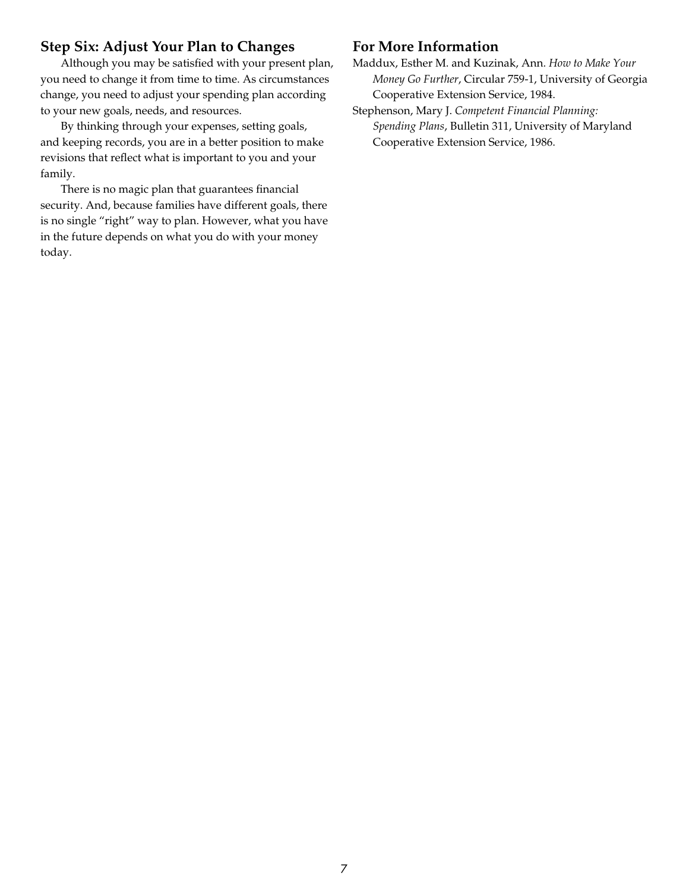## Step Six: Adjust Your Plan to Changes

Although you may be satisfied with your present plan, you need to change it from time to time. As circumstances change, you need to adjust your spending plan according to your new goals, needs, and resources.

By thinking through your expenses, setting goals, and keeping records, you are in a better position to make revisions that reflect what is important to you and your family.

There is no magic plan that guarantees financial security. And, because families have different goals, there is no single "right" way to plan. However, what you have in the future depends on what you do with your money today.

## For More Information

Maddux, Esther M. and Kuzinak, Ann. *How to Make Your Money Go Further*, Circular 759-1, University of Georgia Cooperative Extension Service, 1984.

Stephenson, Mary J. *Competent Financial Planning: Spending Plans*, Bulletin 311, University of Maryland Cooperative Extension Service, 1986.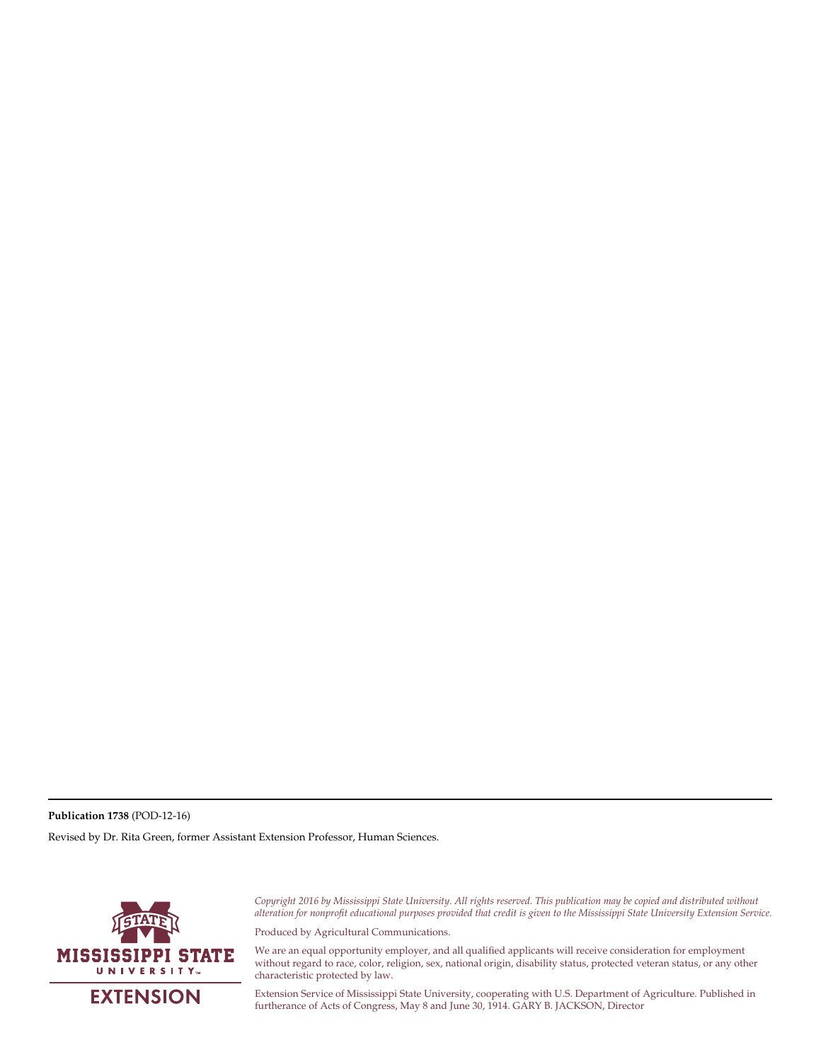**Publication 1738** (POD-12-16)

Revised by Dr. Rita Green, former Assistant Extension Professor, Human Sciences.

MISSISSIPPI STATE UNIVERSITY™

EXTENSION

*Copyright 2016 by Mississippi State University. All rights reserved. This publication may be copied and distributed without alteration for nonprofit educational purposes provided that credit is given to the Mississippi State University Extension Service.*

Produced by Agricultural Communications.

We are an equal opportunity employer, and all qualified applicants will receive consideration for employment without regard to race, color, religion, sex, national origin, disability status, protected veteran status, or any other characteristic protected by law.

Extension Service of Mississippi State University, cooperating with U.S. Department of Agriculture. Published in furtherance of Acts of Congress, May 8 and June 30, 1914. GARY B. JACKSON, Director